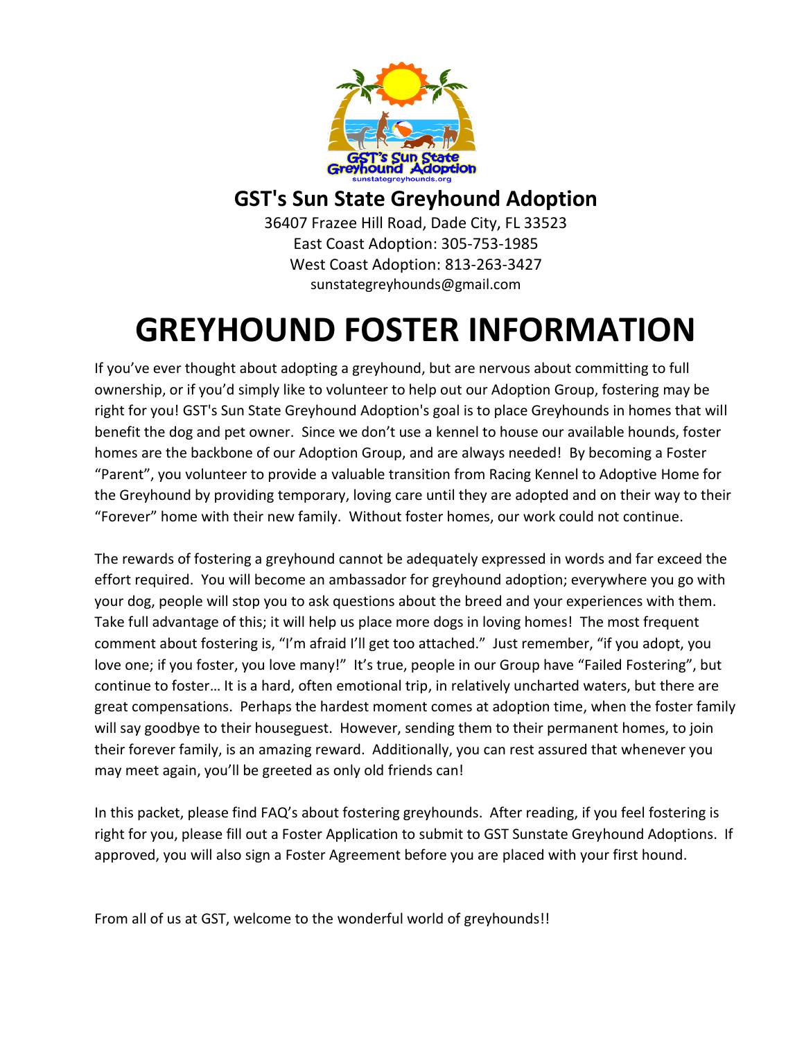GST's Sun State Greyhound Adoption

sunstategreyhounds.org

## GST's Sun State Greyhound Adoption

36407 Frazee Hill Road, Dade City, FL 33523
East Coast Adoption: 305-753-1985
West Coast Adoption: 813-263-3427
sunstategreyhounds@gmail.com

# GREYHOUND FOSTER INFORMATION

If you've ever thought about adopting a greyhound, but are nervous about committing to full ownership, or if you'd simply like to volunteer to help out our Adoption Group, fostering may be right for you! GST's Sun State Greyhound Adoption's goal is to place Greyhounds in homes that will benefit the dog and pet owner. Since we don't use a kennel to house our available hounds, foster homes are the backbone of our Adoption Group, and are always needed! By becoming a Foster "Parent", you volunteer to provide a valuable transition from Racing Kennel to Adoptive Home for the Greyhound by providing temporary, loving care until they are adopted and on their way to their "Forever" home with their new family. Without foster homes, our work could not continue.

The rewards of fostering a greyhound cannot be adequately expressed in words and far exceed the effort required. You will become an ambassador for greyhound adoption; everywhere you go with your dog, people will stop you to ask questions about the breed and your experiences with them. Take full advantage of this; it will help us place more dogs in loving homes! The most frequent comment about fostering is, "I'm afraid I'll get too attached." Just remember, "if you adopt, you love one; if you foster, you love many!" It's true, people in our Group have "Failed Fostering", but continue to foster… It is a hard, often emotional trip, in relatively uncharted waters, but there are great compensations. Perhaps the hardest moment comes at adoption time, when the foster family will say goodbye to their houseguest. However, sending them to their permanent homes, to join their forever family, is an amazing reward. Additionally, you can rest assured that whenever you may meet again, you'll be greeted as only old friends can!

In this packet, please find FAQ's about fostering greyhounds. After reading, if you feel fostering is right for you, please fill out a Foster Application to submit to GST Sunstate Greyhound Adoptions. If approved, you will also sign a Foster Agreement before you are placed with your first hound.

From all of us at GST, welcome to the wonderful world of greyhounds!!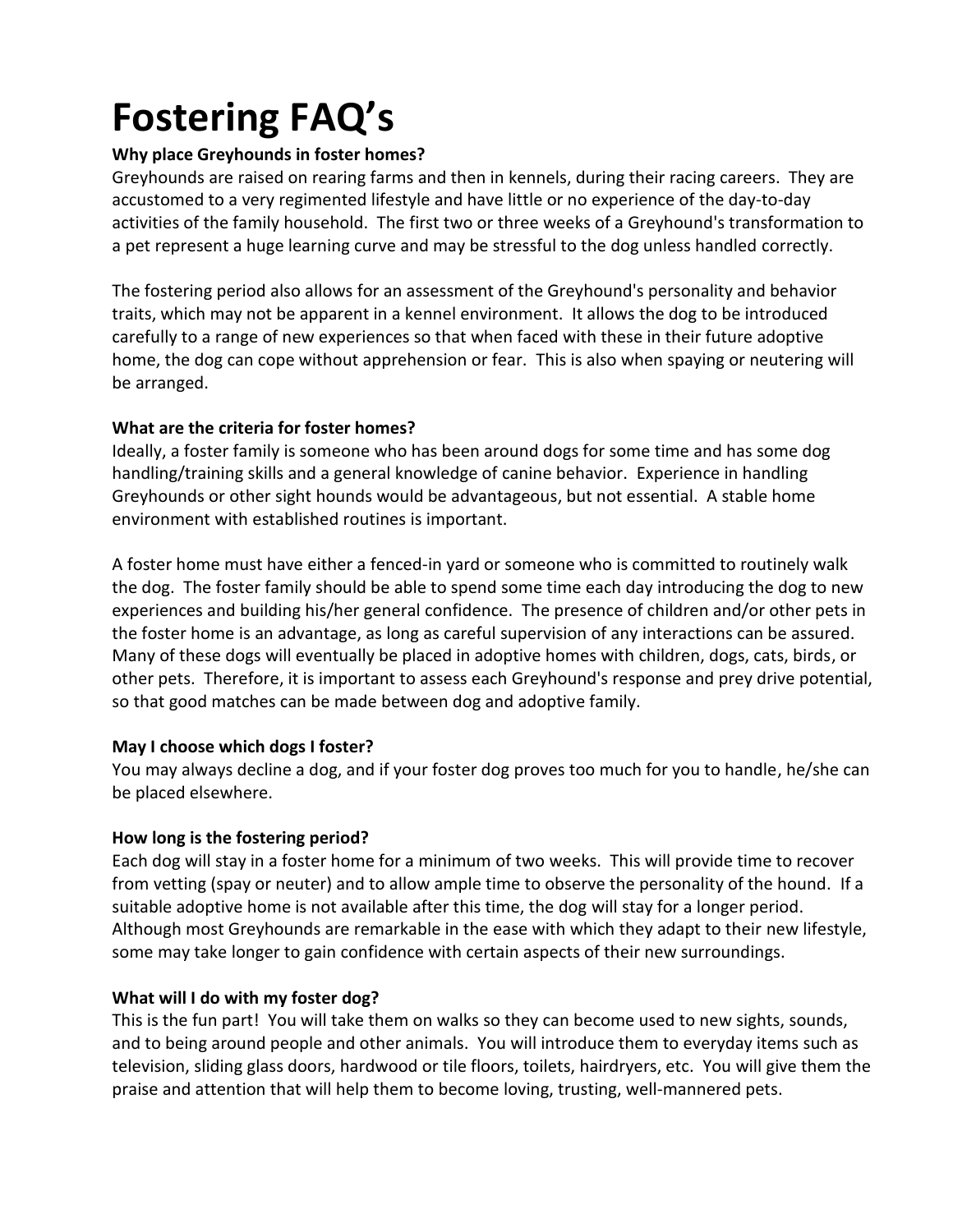# Fostering FAQ's

**Why place Greyhounds in foster homes?**

Greyhounds are raised on rearing farms and then in kennels, during their racing careers. They are accustomed to a very regimented lifestyle and have little or no experience of the day-to-day activities of the family household. The first two or three weeks of a Greyhound's transformation to a pet represent a huge learning curve and may be stressful to the dog unless handled correctly.

The fostering period also allows for an assessment of the Greyhound's personality and behavior traits, which may not be apparent in a kennel environment. It allows the dog to be introduced carefully to a range of new experiences so that when faced with these in their future adoptive home, the dog can cope without apprehension or fear. This is also when spaying or neutering will be arranged.

**What are the criteria for foster homes?**

Ideally, a foster family is someone who has been around dogs for some time and has some dog handling/training skills and a general knowledge of canine behavior. Experience in handling Greyhounds or other sight hounds would be advantageous, but not essential. A stable home environment with established routines is important.

A foster home must have either a fenced-in yard or someone who is committed to routinely walk the dog. The foster family should be able to spend some time each day introducing the dog to new experiences and building his/her general confidence. The presence of children and/or other pets in the foster home is an advantage, as long as careful supervision of any interactions can be assured. Many of these dogs will eventually be placed in adoptive homes with children, dogs, cats, birds, or other pets. Therefore, it is important to assess each Greyhound's response and prey drive potential, so that good matches can be made between dog and adoptive family.

**May I choose which dogs I foster?**

You may always decline a dog, and if your foster dog proves too much for you to handle, he/she can be placed elsewhere.

**How long is the fostering period?**

Each dog will stay in a foster home for a minimum of two weeks. This will provide time to recover from vetting (spay or neuter) and to allow ample time to observe the personality of the hound. If a suitable adoptive home is not available after this time, the dog will stay for a longer period. Although most Greyhounds are remarkable in the ease with which they adapt to their new lifestyle, some may take longer to gain confidence with certain aspects of their new surroundings.

**What will I do with my foster dog?**

This is the fun part! You will take them on walks so they can become used to new sights, sounds, and to being around people and other animals. You will introduce them to everyday items such as television, sliding glass doors, hardwood or tile floors, toilets, hairdryers, etc. You will give them the praise and attention that will help them to become loving, trusting, well-mannered pets.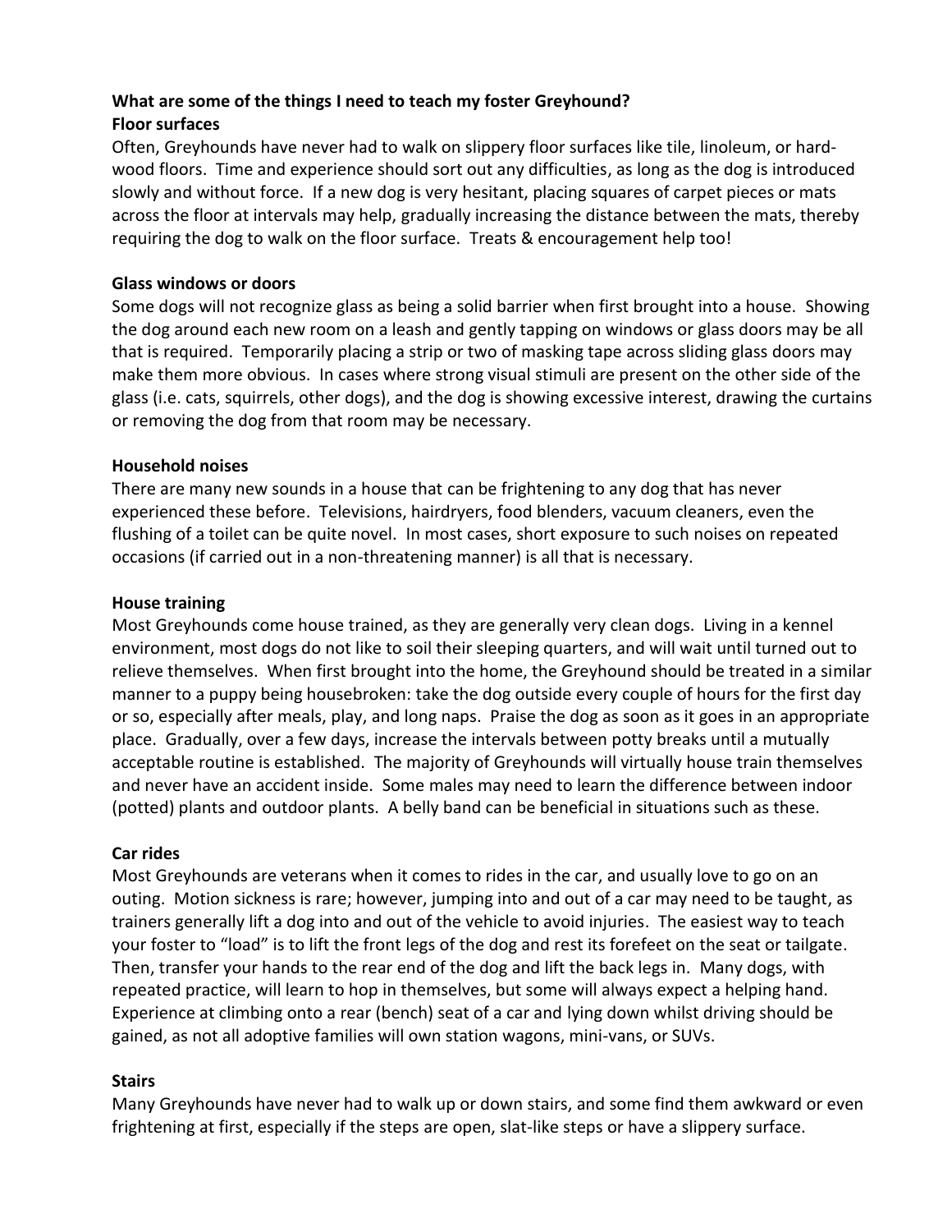**What are some of the things I need to teach my foster Greyhound?**

**Floor surfaces**

Often, Greyhounds have never had to walk on slippery floor surfaces like tile, linoleum, or hard-wood floors. Time and experience should sort out any difficulties, as long as the dog is introduced slowly and without force. If a new dog is very hesitant, placing squares of carpet pieces or mats across the floor at intervals may help, gradually increasing the distance between the mats, thereby requiring the dog to walk on the floor surface. Treats & encouragement help too!

**Glass windows or doors**

Some dogs will not recognize glass as being a solid barrier when first brought into a house. Showing the dog around each new room on a leash and gently tapping on windows or glass doors may be all that is required. Temporarily placing a strip or two of masking tape across sliding glass doors may make them more obvious. In cases where strong visual stimuli are present on the other side of the glass (i.e. cats, squirrels, other dogs), and the dog is showing excessive interest, drawing the curtains or removing the dog from that room may be necessary.

**Household noises**

There are many new sounds in a house that can be frightening to any dog that has never experienced these before. Televisions, hairdryers, food blenders, vacuum cleaners, even the flushing of a toilet can be quite novel. In most cases, short exposure to such noises on repeated occasions (if carried out in a non-threatening manner) is all that is necessary.

**House training**

Most Greyhounds come house trained, as they are generally very clean dogs. Living in a kennel environment, most dogs do not like to soil their sleeping quarters, and will wait until turned out to relieve themselves. When first brought into the home, the Greyhound should be treated in a similar manner to a puppy being housebroken: take the dog outside every couple of hours for the first day or so, especially after meals, play, and long naps. Praise the dog as soon as it goes in an appropriate place. Gradually, over a few days, increase the intervals between potty breaks until a mutually acceptable routine is established. The majority of Greyhounds will virtually house train themselves and never have an accident inside. Some males may need to learn the difference between indoor (potted) plants and outdoor plants. A belly band can be beneficial in situations such as these.

**Car rides**

Most Greyhounds are veterans when it comes to rides in the car, and usually love to go on an outing. Motion sickness is rare; however, jumping into and out of a car may need to be taught, as trainers generally lift a dog into and out of the vehicle to avoid injuries. The easiest way to teach your foster to "load" is to lift the front legs of the dog and rest its forefeet on the seat or tailgate. Then, transfer your hands to the rear end of the dog and lift the back legs in. Many dogs, with repeated practice, will learn to hop in themselves, but some will always expect a helping hand. Experience at climbing onto a rear (bench) seat of a car and lying down whilst driving should be gained, as not all adoptive families will own station wagons, mini-vans, or SUVs.

**Stairs**

Many Greyhounds have never had to walk up or down stairs, and some find them awkward or even frightening at first, especially if the steps are open, slat-like steps or have a slippery surface.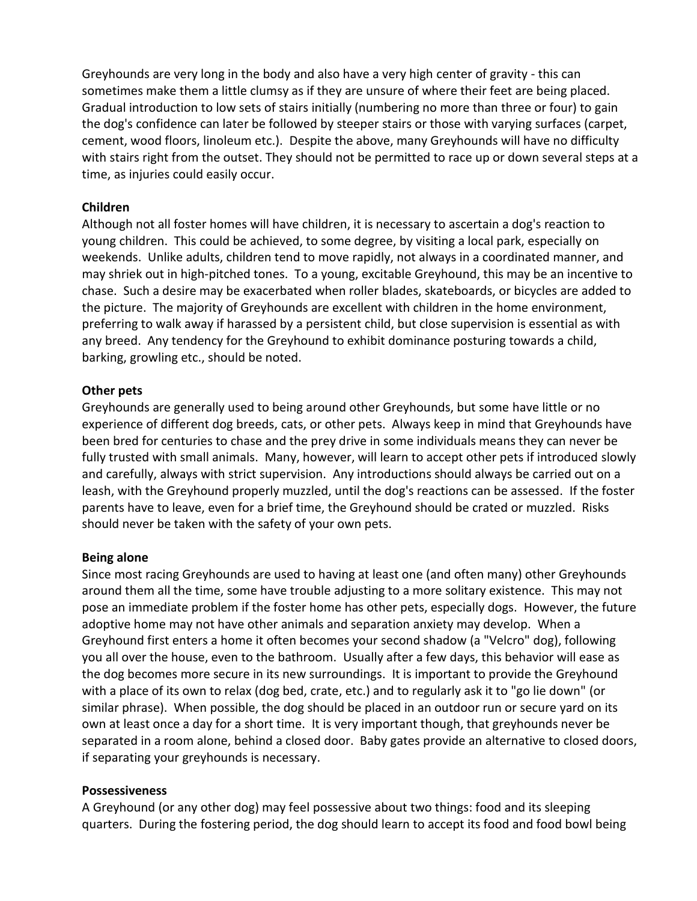Greyhounds are very long in the body and also have a very high center of gravity - this can sometimes make them a little clumsy as if they are unsure of where their feet are being placed. Gradual introduction to low sets of stairs initially (numbering no more than three or four) to gain the dog's confidence can later be followed by steeper stairs or those with varying surfaces (carpet, cement, wood floors, linoleum etc.). Despite the above, many Greyhounds will have no difficulty with stairs right from the outset. They should not be permitted to race up or down several steps at a time, as injuries could easily occur.

**Children**

Although not all foster homes will have children, it is necessary to ascertain a dog's reaction to young children. This could be achieved, to some degree, by visiting a local park, especially on weekends. Unlike adults, children tend to move rapidly, not always in a coordinated manner, and may shriek out in high-pitched tones. To a young, excitable Greyhound, this may be an incentive to chase. Such a desire may be exacerbated when roller blades, skateboards, or bicycles are added to the picture. The majority of Greyhounds are excellent with children in the home environment, preferring to walk away if harassed by a persistent child, but close supervision is essential as with any breed. Any tendency for the Greyhound to exhibit dominance posturing towards a child, barking, growling etc., should be noted.

**Other pets**

Greyhounds are generally used to being around other Greyhounds, but some have little or no experience of different dog breeds, cats, or other pets. Always keep in mind that Greyhounds have been bred for centuries to chase and the prey drive in some individuals means they can never be fully trusted with small animals. Many, however, will learn to accept other pets if introduced slowly and carefully, always with strict supervision. Any introductions should always be carried out on a leash, with the Greyhound properly muzzled, until the dog's reactions can be assessed. If the foster parents have to leave, even for a brief time, the Greyhound should be crated or muzzled. Risks should never be taken with the safety of your own pets.

**Being alone**

Since most racing Greyhounds are used to having at least one (and often many) other Greyhounds around them all the time, some have trouble adjusting to a more solitary existence. This may not pose an immediate problem if the foster home has other pets, especially dogs. However, the future adoptive home may not have other animals and separation anxiety may develop. When a Greyhound first enters a home it often becomes your second shadow (a "Velcro" dog), following you all over the house, even to the bathroom. Usually after a few days, this behavior will ease as the dog becomes more secure in its new surroundings. It is important to provide the Greyhound with a place of its own to relax (dog bed, crate, etc.) and to regularly ask it to "go lie down" (or similar phrase). When possible, the dog should be placed in an outdoor run or secure yard on its own at least once a day for a short time. It is very important though, that greyhounds never be separated in a room alone, behind a closed door. Baby gates provide an alternative to closed doors, if separating your greyhounds is necessary.

**Possessiveness**

A Greyhound (or any other dog) may feel possessive about two things: food and its sleeping quarters. During the fostering period, the dog should learn to accept its food and food bowl being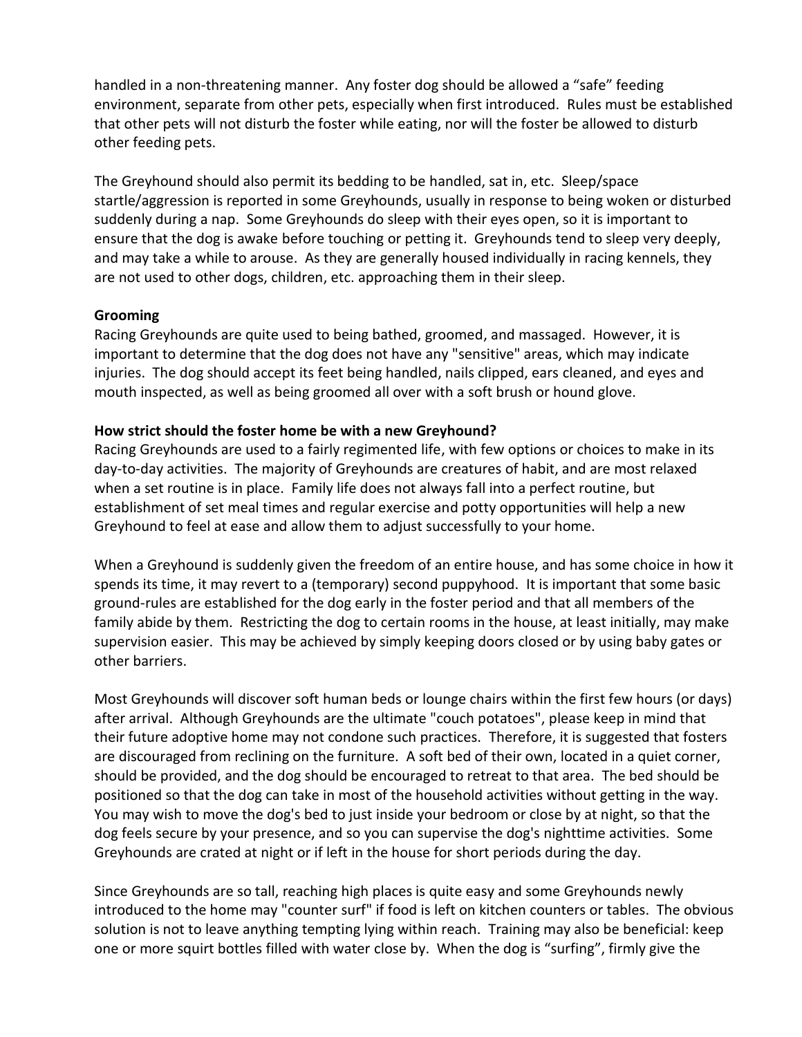handled in a non-threatening manner. Any foster dog should be allowed a "safe" feeding environment, separate from other pets, especially when first introduced. Rules must be established that other pets will not disturb the foster while eating, nor will the foster be allowed to disturb other feeding pets.

The Greyhound should also permit its bedding to be handled, sat in, etc. Sleep/space startle/aggression is reported in some Greyhounds, usually in response to being woken or disturbed suddenly during a nap. Some Greyhounds do sleep with their eyes open, so it is important to ensure that the dog is awake before touching or petting it. Greyhounds tend to sleep very deeply, and may take a while to arouse. As they are generally housed individually in racing kennels, they are not used to other dogs, children, etc. approaching them in their sleep.

**Grooming**

Racing Greyhounds are quite used to being bathed, groomed, and massaged. However, it is important to determine that the dog does not have any "sensitive" areas, which may indicate injuries. The dog should accept its feet being handled, nails clipped, ears cleaned, and eyes and mouth inspected, as well as being groomed all over with a soft brush or hound glove.

**How strict should the foster home be with a new Greyhound?**

Racing Greyhounds are used to a fairly regimented life, with few options or choices to make in its day-to-day activities. The majority of Greyhounds are creatures of habit, and are most relaxed when a set routine is in place. Family life does not always fall into a perfect routine, but establishment of set meal times and regular exercise and potty opportunities will help a new Greyhound to feel at ease and allow them to adjust successfully to your home.

When a Greyhound is suddenly given the freedom of an entire house, and has some choice in how it spends its time, it may revert to a (temporary) second puppyhood. It is important that some basic ground-rules are established for the dog early in the foster period and that all members of the family abide by them. Restricting the dog to certain rooms in the house, at least initially, may make supervision easier. This may be achieved by simply keeping doors closed or by using baby gates or other barriers.

Most Greyhounds will discover soft human beds or lounge chairs within the first few hours (or days) after arrival. Although Greyhounds are the ultimate "couch potatoes", please keep in mind that their future adoptive home may not condone such practices. Therefore, it is suggested that fosters are discouraged from reclining on the furniture. A soft bed of their own, located in a quiet corner, should be provided, and the dog should be encouraged to retreat to that area. The bed should be positioned so that the dog can take in most of the household activities without getting in the way. You may wish to move the dog's bed to just inside your bedroom or close by at night, so that the dog feels secure by your presence, and so you can supervise the dog's nighttime activities. Some Greyhounds are crated at night or if left in the house for short periods during the day.

Since Greyhounds are so tall, reaching high places is quite easy and some Greyhounds newly introduced to the home may "counter surf" if food is left on kitchen counters or tables. The obvious solution is not to leave anything tempting lying within reach. Training may also be beneficial: keep one or more squirt bottles filled with water close by. When the dog is "surfing", firmly give the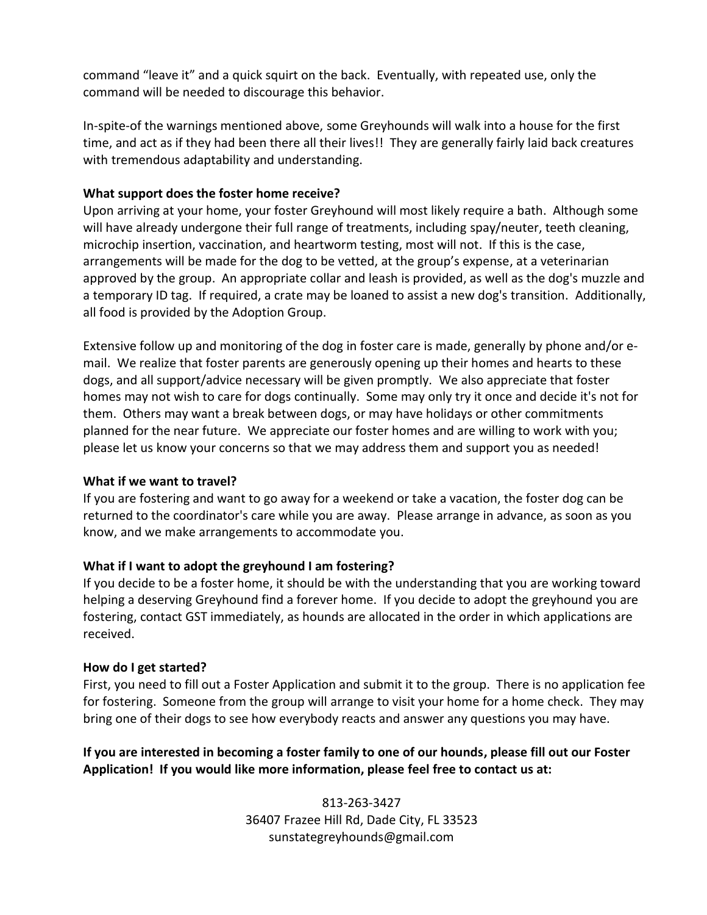command "leave it" and a quick squirt on the back. Eventually, with repeated use, only the command will be needed to discourage this behavior.

In-spite-of the warnings mentioned above, some Greyhounds will walk into a house for the first time, and act as if they had been there all their lives!! They are generally fairly laid back creatures with tremendous adaptability and understanding.

**What support does the foster home receive?**

Upon arriving at your home, your foster Greyhound will most likely require a bath. Although some will have already undergone their full range of treatments, including spay/neuter, teeth cleaning, microchip insertion, vaccination, and heartworm testing, most will not. If this is the case, arrangements will be made for the dog to be vetted, at the group's expense, at a veterinarian approved by the group. An appropriate collar and leash is provided, as well as the dog's muzzle and a temporary ID tag. If required, a crate may be loaned to assist a new dog's transition. Additionally, all food is provided by the Adoption Group.

Extensive follow up and monitoring of the dog in foster care is made, generally by phone and/or e-mail. We realize that foster parents are generously opening up their homes and hearts to these dogs, and all support/advice necessary will be given promptly. We also appreciate that foster homes may not wish to care for dogs continually. Some may only try it once and decide it's not for them. Others may want a break between dogs, or may have holidays or other commitments planned for the near future. We appreciate our foster homes and are willing to work with you; please let us know your concerns so that we may address them and support you as needed!

**What if we want to travel?**

If you are fostering and want to go away for a weekend or take a vacation, the foster dog can be returned to the coordinator's care while you are away. Please arrange in advance, as soon as you know, and we make arrangements to accommodate you.

**What if I want to adopt the greyhound I am fostering?**

If you decide to be a foster home, it should be with the understanding that you are working toward helping a deserving Greyhound find a forever home. If you decide to adopt the greyhound you are fostering, contact GST immediately, as hounds are allocated in the order in which applications are received.

**How do I get started?**

First, you need to fill out a Foster Application and submit it to the group. There is no application fee for fostering. Someone from the group will arrange to visit your home for a home check. They may bring one of their dogs to see how everybody reacts and answer any questions you may have.

**If you are interested in becoming a foster family to one of our hounds, please fill out our Foster Application! If you would like more information, please feel free to contact us at:**

813-263-3427
36407 Frazee Hill Rd, Dade City, FL 33523
sunstategreyhounds@gmail.com